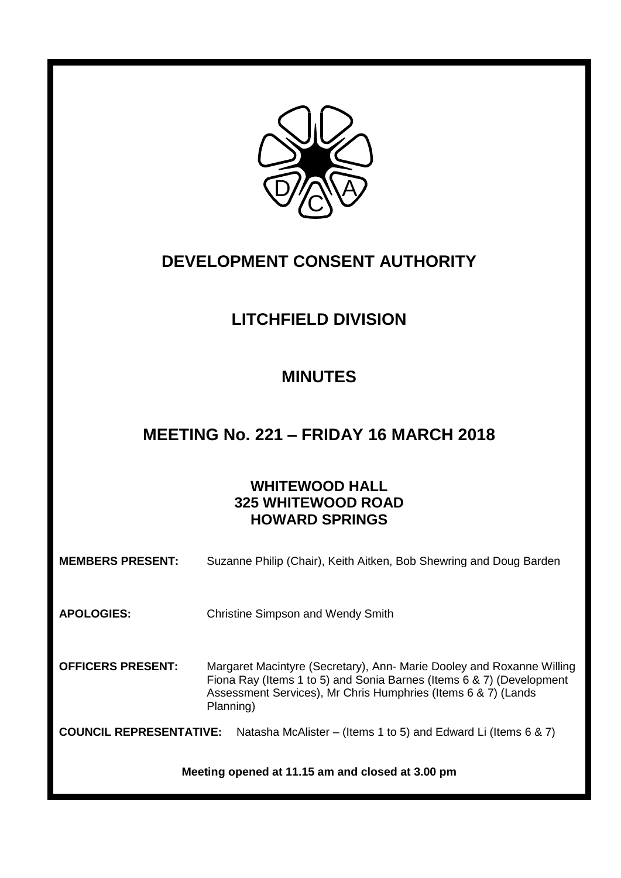# DEVELOPMENT CONSENT AUTHORITY

## LITCHFIELD DIVISION

## MINUTES

## MEETING No. 221 – FRIDAY 16 MARCH 2018

### WHITEWOOD HALL
### 325 WHITEWOOD ROAD
### HOWARD SPRINGS

**MEMBERS PRESENT:** Suzanne Philip (Chair), Keith Aitken, Bob Shewring and Doug Barden

**APOLOGIES:** Christine Simpson and Wendy Smith

**OFFICERS PRESENT:** Margaret Macintyre (Secretary), Ann- Marie Dooley and Roxanne Willing Fiona Ray (Items 1 to 5) and Sonia Barnes (Items 6 & 7) (Development Assessment Services), Mr Chris Humphries (Items 6 & 7) (Lands Planning)

**COUNCIL REPRESENTATIVE:** Natasha McAlister – (Items 1 to 5) and Edward Li (Items 6 & 7)

**Meeting opened at 11.15 am and closed at 3.00 pm**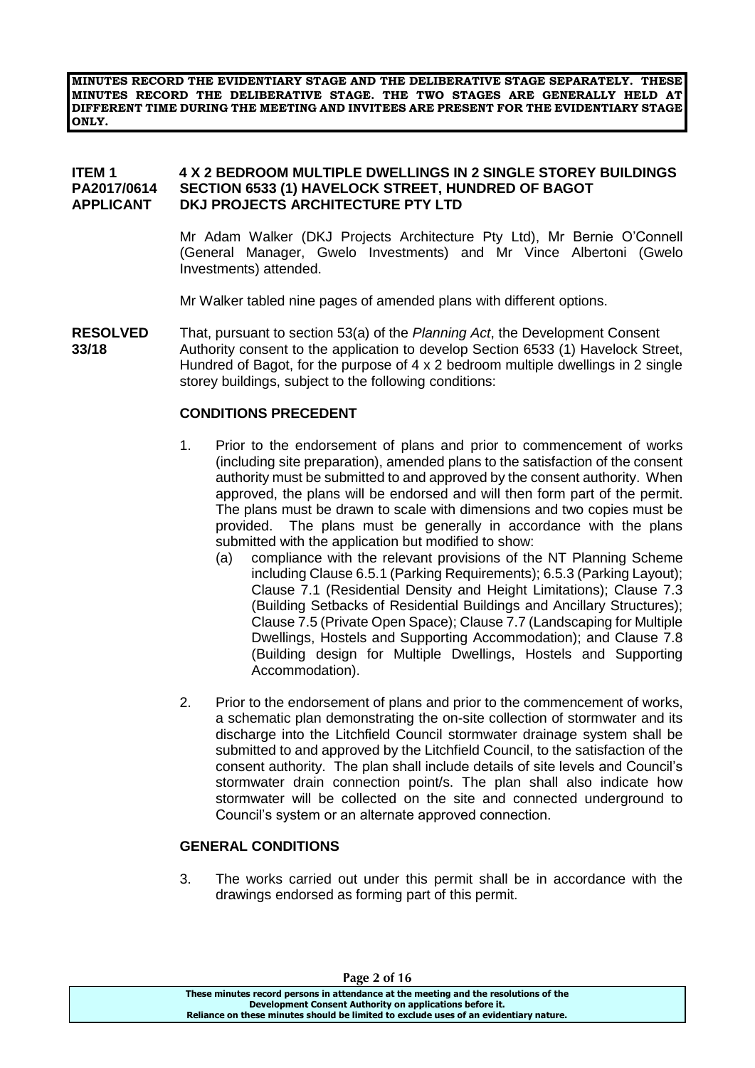**MINUTES RECORD THE EVIDENTIARY STAGE AND THE DELIBERATIVE STAGE SEPARATELY. THESE MINUTES RECORD THE DELIBERATIVE STAGE. THE TWO STAGES ARE GENERALLY HELD AT DIFFERENT TIME DURING THE MEETING AND INVITEES ARE PRESENT FOR THE EVIDENTIARY STAGE ONLY.**

**ITEM 1 — 4 X 2 BEDROOM MULTIPLE DWELLINGS IN 2 SINGLE STOREY BUILDINGS**
**PA2017/0614 — SECTION 6533 (1) HAVELOCK STREET, HUNDRED OF BAGOT**
**APPLICANT — DKJ PROJECTS ARCHITECTURE PTY LTD**

Mr Adam Walker (DKJ Projects Architecture Pty Ltd), Mr Bernie O'Connell (General Manager, Gwelo Investments) and Mr Vince Albertoni (Gwelo Investments) attended.

Mr Walker tabled nine pages of amended plans with different options.

**RESOLVED 33/18**

That, pursuant to section 53(a) of the *Planning Act*, the Development Consent Authority consent to the application to develop Section 6533 (1) Havelock Street, Hundred of Bagot, for the purpose of 4 x 2 bedroom multiple dwellings in 2 single storey buildings, subject to the following conditions:

**CONDITIONS PRECEDENT**

1. Prior to the endorsement of plans and prior to commencement of works (including site preparation), amended plans to the satisfaction of the consent authority must be submitted to and approved by the consent authority. When approved, the plans will be endorsed and will then form part of the permit. The plans must be drawn to scale with dimensions and two copies must be provided. The plans must be generally in accordance with the plans submitted with the application but modified to show:
   (a) compliance with the relevant provisions of the NT Planning Scheme including Clause 6.5.1 (Parking Requirements); 6.5.3 (Parking Layout); Clause 7.1 (Residential Density and Height Limitations); Clause 7.3 (Building Setbacks of Residential Buildings and Ancillary Structures); Clause 7.5 (Private Open Space); Clause 7.7 (Landscaping for Multiple Dwellings, Hostels and Supporting Accommodation); and Clause 7.8 (Building design for Multiple Dwellings, Hostels and Supporting Accommodation).

2. Prior to the endorsement of plans and prior to the commencement of works, a schematic plan demonstrating the on-site collection of stormwater and its discharge into the Litchfield Council stormwater drainage system shall be submitted to and approved by the Litchfield Council, to the satisfaction of the consent authority. The plan shall include details of site levels and Council's stormwater drain connection point/s. The plan shall also indicate how stormwater will be collected on the site and connected underground to Council's system or an alternate approved connection.

**GENERAL CONDITIONS**

3. The works carried out under this permit shall be in accordance with the drawings endorsed as forming part of this permit.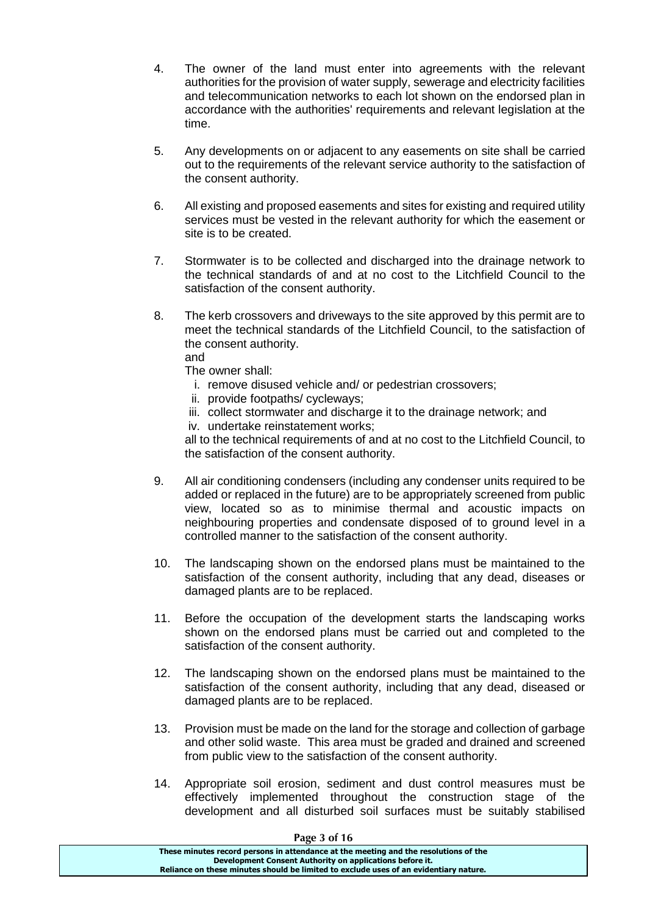4. The owner of the land must enter into agreements with the relevant authorities for the provision of water supply, sewerage and electricity facilities and telecommunication networks to each lot shown on the endorsed plan in accordance with the authorities' requirements and relevant legislation at the time.

5. Any developments on or adjacent to any easements on site shall be carried out to the requirements of the relevant service authority to the satisfaction of the consent authority.

6. All existing and proposed easements and sites for existing and required utility services must be vested in the relevant authority for which the easement or site is to be created.

7. Stormwater is to be collected and discharged into the drainage network to the technical standards of and at no cost to the Litchfield Council to the satisfaction of the consent authority.

8. The kerb crossovers and driveways to the site approved by this permit are to meet the technical standards of the Litchfield Council, to the satisfaction of the consent authority.
   and
   The owner shall:
   i. remove disused vehicle and/ or pedestrian crossovers;
   ii. provide footpaths/ cycleways;
   iii. collect stormwater and discharge it to the drainage network; and
   iv. undertake reinstatement works;

   all to the technical requirements of and at no cost to the Litchfield Council, to the satisfaction of the consent authority.

9. All air conditioning condensers (including any condenser units required to be added or replaced in the future) are to be appropriately screened from public view, located so as to minimise thermal and acoustic impacts on neighbouring properties and condensate disposed of to ground level in a controlled manner to the satisfaction of the consent authority.

10. The landscaping shown on the endorsed plans must be maintained to the satisfaction of the consent authority, including that any dead, diseases or damaged plants are to be replaced.

11. Before the occupation of the development starts the landscaping works shown on the endorsed plans must be carried out and completed to the satisfaction of the consent authority.

12. The landscaping shown on the endorsed plans must be maintained to the satisfaction of the consent authority, including that any dead, diseased or damaged plants are to be replaced.

13. Provision must be made on the land for the storage and collection of garbage and other solid waste. This area must be graded and drained and screened from public view to the satisfaction of the consent authority.

14. Appropriate soil erosion, sediment and dust control measures must be effectively implemented throughout the construction stage of the development and all disturbed soil surfaces must be suitably stabilised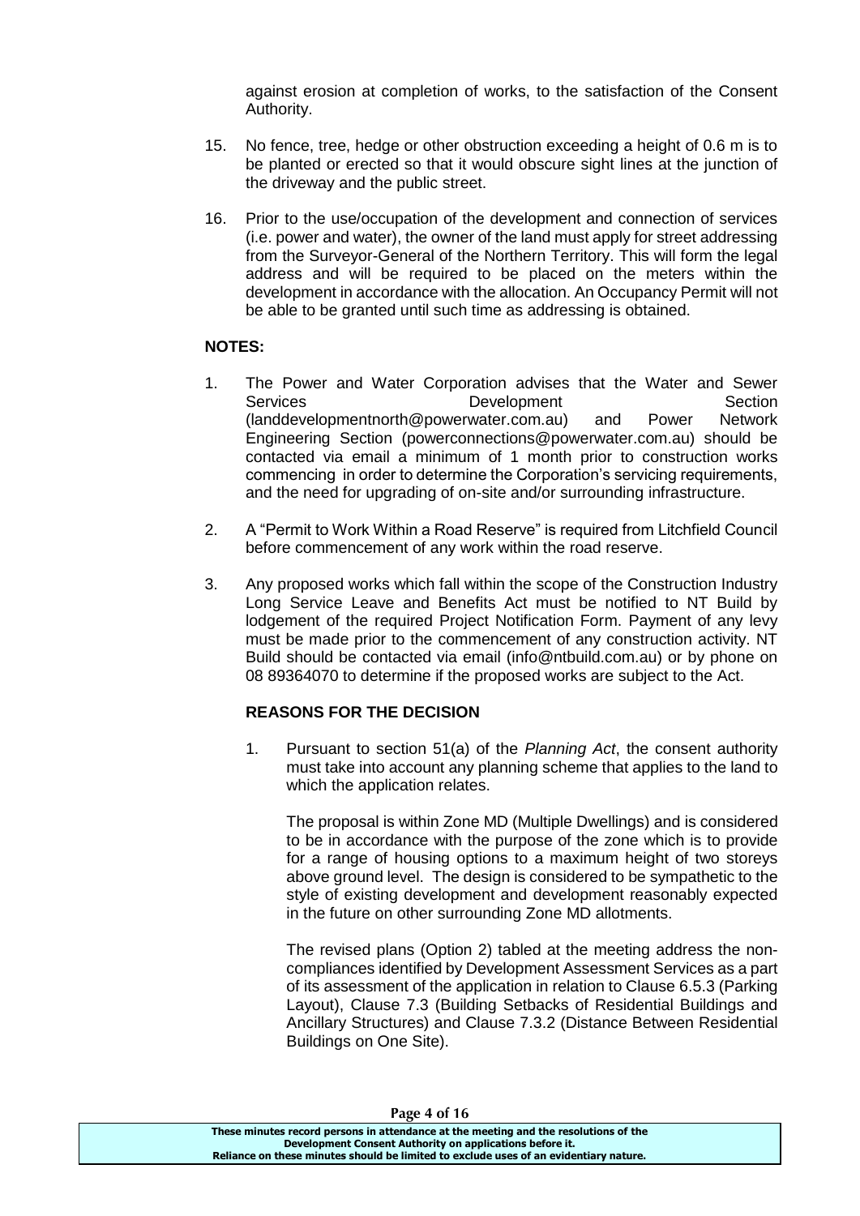against erosion at completion of works, to the satisfaction of the Consent Authority.

15. No fence, tree, hedge or other obstruction exceeding a height of 0.6 m is to be planted or erected so that it would obscure sight lines at the junction of the driveway and the public street.

16. Prior to the use/occupation of the development and connection of services (i.e. power and water), the owner of the land must apply for street addressing from the Surveyor-General of the Northern Territory. This will form the legal address and will be required to be placed on the meters within the development in accordance with the allocation. An Occupancy Permit will not be able to be granted until such time as addressing is obtained.

**NOTES:**

1. The Power and Water Corporation advises that the Water and Sewer Services Development Section (landdevelopmentnorth@powerwater.com.au) and Power Network Engineering Section (powerconnections@powerwater.com.au) should be contacted via email a minimum of 1 month prior to construction works commencing in order to determine the Corporation's servicing requirements, and the need for upgrading of on-site and/or surrounding infrastructure.

2. A "Permit to Work Within a Road Reserve" is required from Litchfield Council before commencement of any work within the road reserve.

3. Any proposed works which fall within the scope of the Construction Industry Long Service Leave and Benefits Act must be notified to NT Build by lodgement of the required Project Notification Form. Payment of any levy must be made prior to the commencement of any construction activity. NT Build should be contacted via email (info@ntbuild.com.au) or by phone on 08 89364070 to determine if the proposed works are subject to the Act.

**REASONS FOR THE DECISION**

1. Pursuant to section 51(a) of the *Planning Act*, the consent authority must take into account any planning scheme that applies to the land to which the application relates.

   The proposal is within Zone MD (Multiple Dwellings) and is considered to be in accordance with the purpose of the zone which is to provide for a range of housing options to a maximum height of two storeys above ground level. The design is considered to be sympathetic to the style of existing development and development reasonably expected in the future on other surrounding Zone MD allotments.

   The revised plans (Option 2) tabled at the meeting address the non-compliances identified by Development Assessment Services as a part of its assessment of the application in relation to Clause 6.5.3 (Parking Layout), Clause 7.3 (Building Setbacks of Residential Buildings and Ancillary Structures) and Clause 7.3.2 (Distance Between Residential Buildings on One Site).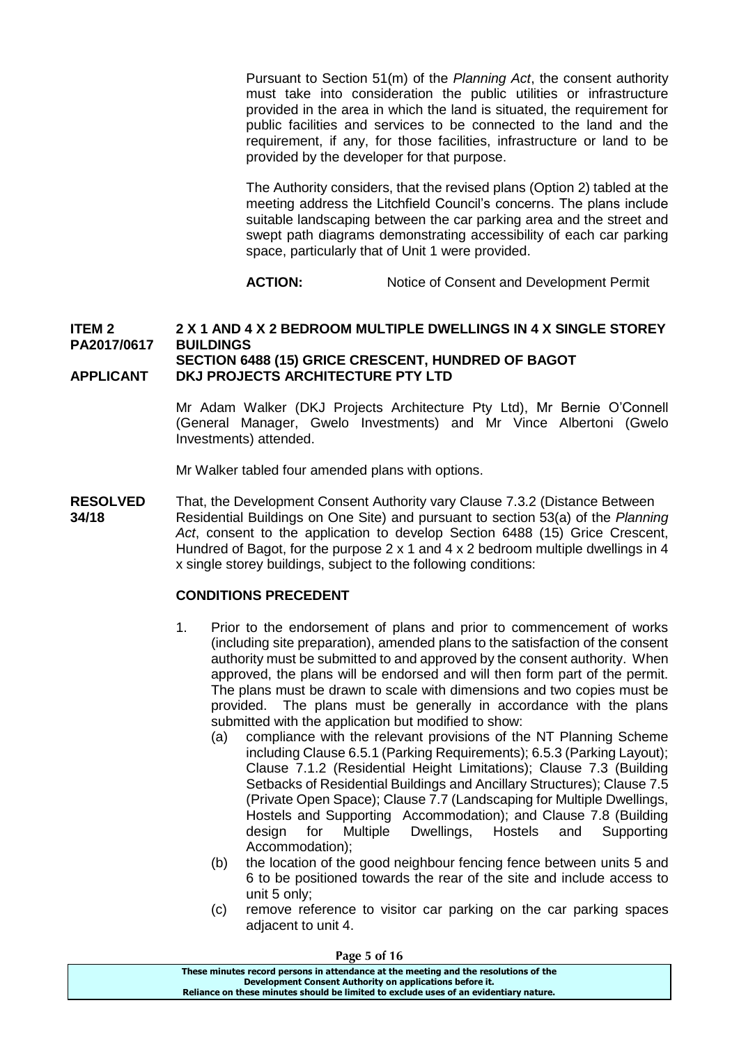Pursuant to Section 51(m) of the *Planning Act*, the consent authority must take into consideration the public utilities or infrastructure provided in the area in which the land is situated, the requirement for public facilities and services to be connected to the land and the requirement, if any, for those facilities, infrastructure or land to be provided by the developer for that purpose.

The Authority considers, that the revised plans (Option 2) tabled at the meeting address the Litchfield Council's concerns. The plans include suitable landscaping between the car parking area and the street and swept path diagrams demonstrating accessibility of each car parking space, particularly that of Unit 1 were provided.

**ACTION:** Notice of Consent and Development Permit

**ITEM 2 PA2017/0617 — 2 X 1 AND 4 X 2 BEDROOM MULTIPLE DWELLINGS IN 4 X SINGLE STOREY BUILDINGS**
**SECTION 6488 (15) GRICE CRESCENT, HUNDRED OF BAGOT**
**APPLICANT — DKJ PROJECTS ARCHITECTURE PTY LTD**

Mr Adam Walker (DKJ Projects Architecture Pty Ltd), Mr Bernie O'Connell (General Manager, Gwelo Investments) and Mr Vince Albertoni (Gwelo Investments) attended.

Mr Walker tabled four amended plans with options.

**RESOLVED 34/18** That, the Development Consent Authority vary Clause 7.3.2 (Distance Between Residential Buildings on One Site) and pursuant to section 53(a) of the *Planning Act*, consent to the application to develop Section 6488 (15) Grice Crescent, Hundred of Bagot, for the purpose 2 x 1 and 4 x 2 bedroom multiple dwellings in 4 x single storey buildings, subject to the following conditions:

**CONDITIONS PRECEDENT**

1. Prior to the endorsement of plans and prior to commencement of works (including site preparation), amended plans to the satisfaction of the consent authority must be submitted to and approved by the consent authority. When approved, the plans will be endorsed and will then form part of the permit. The plans must be drawn to scale with dimensions and two copies must be provided. The plans must be generally in accordance with the plans submitted with the application but modified to show:
   (a) compliance with the relevant provisions of the NT Planning Scheme including Clause 6.5.1 (Parking Requirements); 6.5.3 (Parking Layout); Clause 7.1.2 (Residential Height Limitations); Clause 7.3 (Building Setbacks of Residential Buildings and Ancillary Structures); Clause 7.5 (Private Open Space); Clause 7.7 (Landscaping for Multiple Dwellings, Hostels and Supporting Accommodation); and Clause 7.8 (Building design for Multiple Dwellings, Hostels and Supporting Accommodation);
   (b) the location of the good neighbour fencing fence between units 5 and 6 to be positioned towards the rear of the site and include access to unit 5 only;
   (c) remove reference to visitor car parking on the car parking spaces adjacent to unit 4.

These minutes record persons in attendance at the meeting and the resolutions of the Development Consent Authority on applications before it. Reliance on these minutes should be limited to exclude uses of an evidentiary nature.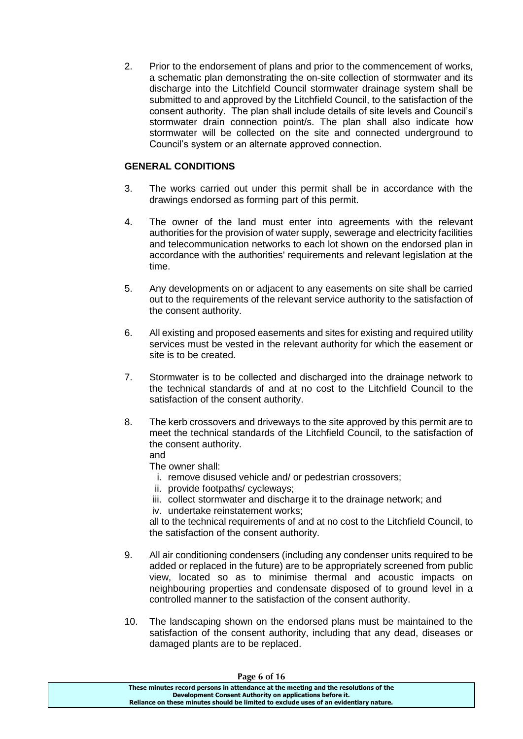2. Prior to the endorsement of plans and prior to the commencement of works, a schematic plan demonstrating the on-site collection of stormwater and its discharge into the Litchfield Council stormwater drainage system shall be submitted to and approved by the Litchfield Council, to the satisfaction of the consent authority. The plan shall include details of site levels and Council's stormwater drain connection point/s. The plan shall also indicate how stormwater will be collected on the site and connected underground to Council's system or an alternate approved connection.

**GENERAL CONDITIONS**

3. The works carried out under this permit shall be in accordance with the drawings endorsed as forming part of this permit.

4. The owner of the land must enter into agreements with the relevant authorities for the provision of water supply, sewerage and electricity facilities and telecommunication networks to each lot shown on the endorsed plan in accordance with the authorities' requirements and relevant legislation at the time.

5. Any developments on or adjacent to any easements on site shall be carried out to the requirements of the relevant service authority to the satisfaction of the consent authority.

6. All existing and proposed easements and sites for existing and required utility services must be vested in the relevant authority for which the easement or site is to be created.

7. Stormwater is to be collected and discharged into the drainage network to the technical standards of and at no cost to the Litchfield Council to the satisfaction of the consent authority.

8. The kerb crossovers and driveways to the site approved by this permit are to meet the technical standards of the Litchfield Council, to the satisfaction of the consent authority.
   and
   The owner shall:
   i. remove disused vehicle and/ or pedestrian crossovers;
   ii. provide footpaths/ cycleways;
   iii. collect stormwater and discharge it to the drainage network; and
   iv. undertake reinstatement works;

   all to the technical requirements of and at no cost to the Litchfield Council, to the satisfaction of the consent authority.

9. All air conditioning condensers (including any condenser units required to be added or replaced in the future) are to be appropriately screened from public view, located so as to minimise thermal and acoustic impacts on neighbouring properties and condensate disposed of to ground level in a controlled manner to the satisfaction of the consent authority.

10. The landscaping shown on the endorsed plans must be maintained to the satisfaction of the consent authority, including that any dead, diseases or damaged plants are to be replaced.

**These minutes record persons in attendance at the meeting and the resolutions of the Development Consent Authority on applications before it.**
**Reliance on these minutes should be limited to exclude uses of an evidentiary nature.**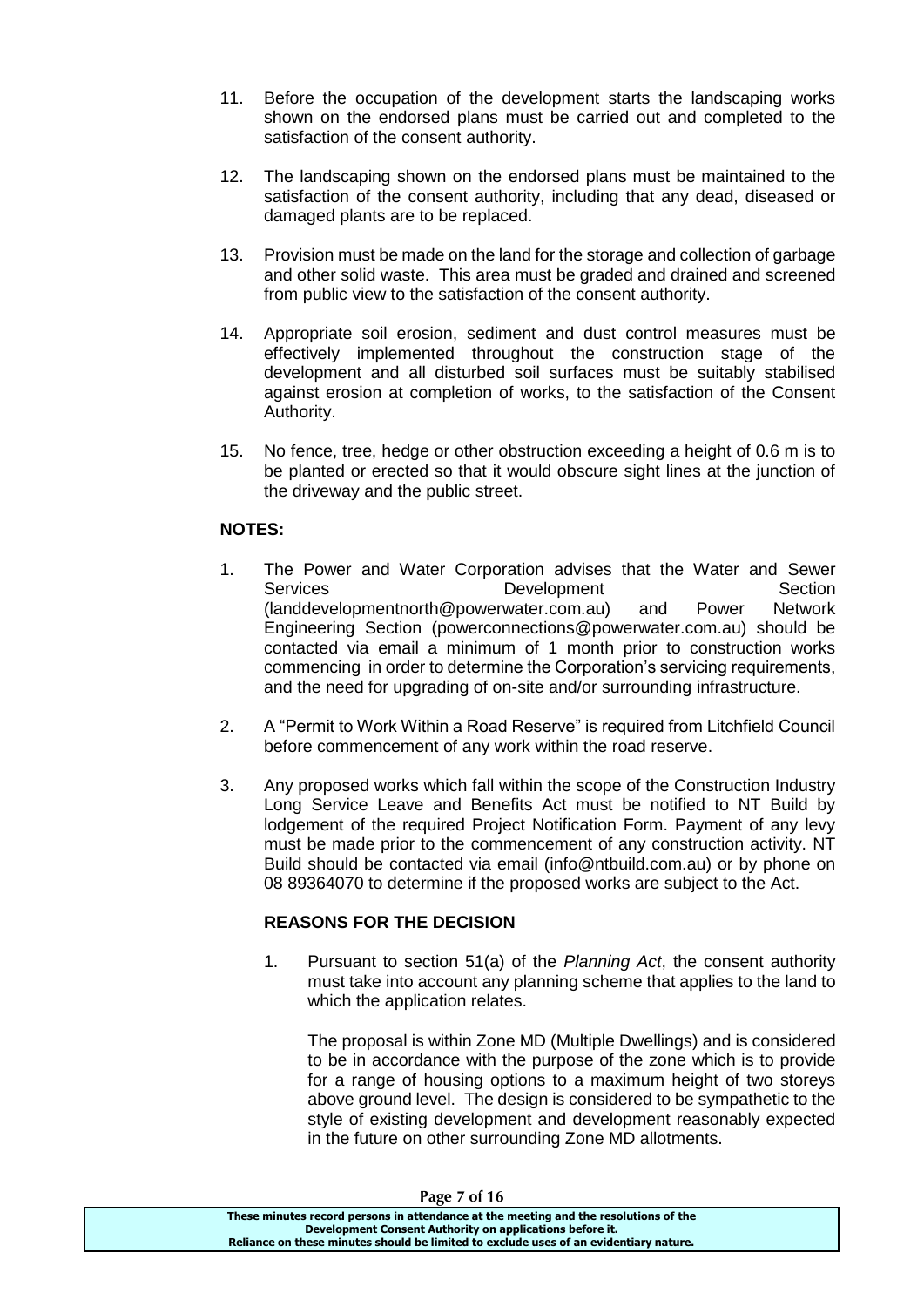11. Before the occupation of the development starts the landscaping works shown on the endorsed plans must be carried out and completed to the satisfaction of the consent authority.

12. The landscaping shown on the endorsed plans must be maintained to the satisfaction of the consent authority, including that any dead, diseased or damaged plants are to be replaced.

13. Provision must be made on the land for the storage and collection of garbage and other solid waste. This area must be graded and drained and screened from public view to the satisfaction of the consent authority.

14. Appropriate soil erosion, sediment and dust control measures must be effectively implemented throughout the construction stage of the development and all disturbed soil surfaces must be suitably stabilised against erosion at completion of works, to the satisfaction of the Consent Authority.

15. No fence, tree, hedge or other obstruction exceeding a height of 0.6 m is to be planted or erected so that it would obscure sight lines at the junction of the driveway and the public street.

**NOTES:**

1. The Power and Water Corporation advises that the Water and Sewer Services Development Section (landdevelopmentnorth@powerwater.com.au) and Power Network Engineering Section (powerconnections@powerwater.com.au) should be contacted via email a minimum of 1 month prior to construction works commencing in order to determine the Corporation's servicing requirements, and the need for upgrading of on-site and/or surrounding infrastructure.

2. A "Permit to Work Within a Road Reserve" is required from Litchfield Council before commencement of any work within the road reserve.

3. Any proposed works which fall within the scope of the Construction Industry Long Service Leave and Benefits Act must be notified to NT Build by lodgement of the required Project Notification Form. Payment of any levy must be made prior to the commencement of any construction activity. NT Build should be contacted via email (info@ntbuild.com.au) or by phone on 08 89364070 to determine if the proposed works are subject to the Act.

**REASONS FOR THE DECISION**

1. Pursuant to section 51(a) of the *Planning Act*, the consent authority must take into account any planning scheme that applies to the land to which the application relates.

   The proposal is within Zone MD (Multiple Dwellings) and is considered to be in accordance with the purpose of the zone which is to provide for a range of housing options to a maximum height of two storeys above ground level. The design is considered to be sympathetic to the style of existing development and development reasonably expected in the future on other surrounding Zone MD allotments.

These minutes record persons in attendance at the meeting and the resolutions of the Development Consent Authority on applications before it. Reliance on these minutes should be limited to exclude uses of an evidentiary nature.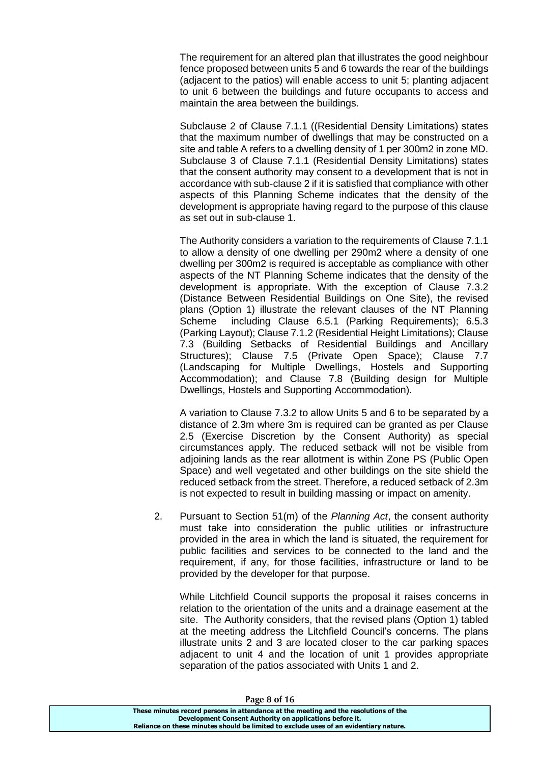The requirement for an altered plan that illustrates the good neighbour fence proposed between units 5 and 6 towards the rear of the buildings (adjacent to the patios) will enable access to unit 5; planting adjacent to unit 6 between the buildings and future occupants to access and maintain the area between the buildings.

Subclause 2 of Clause 7.1.1 ((Residential Density Limitations) states that the maximum number of dwellings that may be constructed on a site and table A refers to a dwelling density of 1 per 300m2 in zone MD. Subclause 3 of Clause 7.1.1 (Residential Density Limitations) states that the consent authority may consent to a development that is not in accordance with sub-clause 2 if it is satisfied that compliance with other aspects of this Planning Scheme indicates that the density of the development is appropriate having regard to the purpose of this clause as set out in sub-clause 1.

The Authority considers a variation to the requirements of Clause 7.1.1 to allow a density of one dwelling per 290m2 where a density of one dwelling per 300m2 is required is acceptable as compliance with other aspects of the NT Planning Scheme indicates that the density of the development is appropriate. With the exception of Clause 7.3.2 (Distance Between Residential Buildings on One Site), the revised plans (Option 1) illustrate the relevant clauses of the NT Planning Scheme including Clause 6.5.1 (Parking Requirements); 6.5.3 (Parking Layout); Clause 7.1.2 (Residential Height Limitations); Clause 7.3 (Building Setbacks of Residential Buildings and Ancillary Structures); Clause 7.5 (Private Open Space); Clause 7.7 (Landscaping for Multiple Dwellings, Hostels and Supporting Accommodation); and Clause 7.8 (Building design for Multiple Dwellings, Hostels and Supporting Accommodation).

A variation to Clause 7.3.2 to allow Units 5 and 6 to be separated by a distance of 2.3m where 3m is required can be granted as per Clause 2.5 (Exercise Discretion by the Consent Authority) as special circumstances apply. The reduced setback will not be visible from adjoining lands as the rear allotment is within Zone PS (Public Open Space) and well vegetated and other buildings on the site shield the reduced setback from the street. Therefore, a reduced setback of 2.3m is not expected to result in building massing or impact on amenity.

2. Pursuant to Section 51(m) of the *Planning Act*, the consent authority must take into consideration the public utilities or infrastructure provided in the area in which the land is situated, the requirement for public facilities and services to be connected to the land and the requirement, if any, for those facilities, infrastructure or land to be provided by the developer for that purpose.

   While Litchfield Council supports the proposal it raises concerns in relation to the orientation of the units and a drainage easement at the site. The Authority considers, that the revised plans (Option 1) tabled at the meeting address the Litchfield Council's concerns. The plans illustrate units 2 and 3 are located closer to the car parking spaces adjacent to unit 4 and the location of unit 1 provides appropriate separation of the patios associated with Units 1 and 2.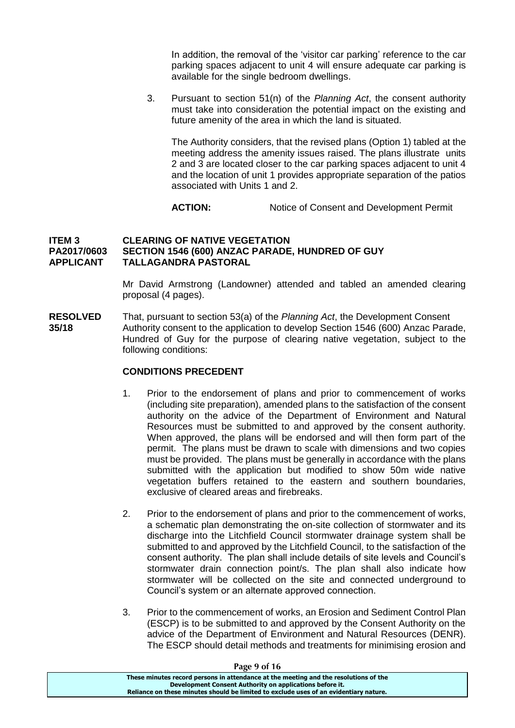In addition, the removal of the 'visitor car parking' reference to the car parking spaces adjacent to unit 4 will ensure adequate car parking is available for the single bedroom dwellings.

3. Pursuant to section 51(n) of the *Planning Act*, the consent authority must take into consideration the potential impact on the existing and future amenity of the area in which the land is situated.

   The Authority considers, that the revised plans (Option 1) tabled at the meeting address the amenity issues raised. The plans illustrate units 2 and 3 are located closer to the car parking spaces adjacent to unit 4 and the location of unit 1 provides appropriate separation of the patios associated with Units 1 and 2.

   **ACTION:** Notice of Consent and Development Permit

**ITEM 3 CLEARING OF NATIVE VEGETATION**
**PA2017/0603 SECTION 1546 (600) ANZAC PARADE, HUNDRED OF GUY**
**APPLICANT TALLAGANDRA PASTORAL**

Mr David Armstrong (Landowner) attended and tabled an amended clearing proposal (4 pages).

**RESOLVED 35/18** That, pursuant to section 53(a) of the *Planning Act*, the Development Consent Authority consent to the application to develop Section 1546 (600) Anzac Parade, Hundred of Guy for the purpose of clearing native vegetation, subject to the following conditions:

**CONDITIONS PRECEDENT**

1. Prior to the endorsement of plans and prior to commencement of works (including site preparation), amended plans to the satisfaction of the consent authority on the advice of the Department of Environment and Natural Resources must be submitted to and approved by the consent authority. When approved, the plans will be endorsed and will then form part of the permit. The plans must be drawn to scale with dimensions and two copies must be provided. The plans must be generally in accordance with the plans submitted with the application but modified to show 50m wide native vegetation buffers retained to the eastern and southern boundaries, exclusive of cleared areas and firebreaks.

2. Prior to the endorsement of plans and prior to the commencement of works, a schematic plan demonstrating the on-site collection of stormwater and its discharge into the Litchfield Council stormwater drainage system shall be submitted to and approved by the Litchfield Council, to the satisfaction of the consent authority. The plan shall include details of site levels and Council's stormwater drain connection point/s. The plan shall also indicate how stormwater will be collected on the site and connected underground to Council's system or an alternate approved connection.

3. Prior to the commencement of works, an Erosion and Sediment Control Plan (ESCP) is to be submitted to and approved by the Consent Authority on the advice of the Department of Environment and Natural Resources (DENR). The ESCP should detail methods and treatments for minimising erosion and

These minutes record persons in attendance at the meeting and the resolutions of the Development Consent Authority on applications before it. Reliance on these minutes should be limited to exclude uses of an evidentiary nature.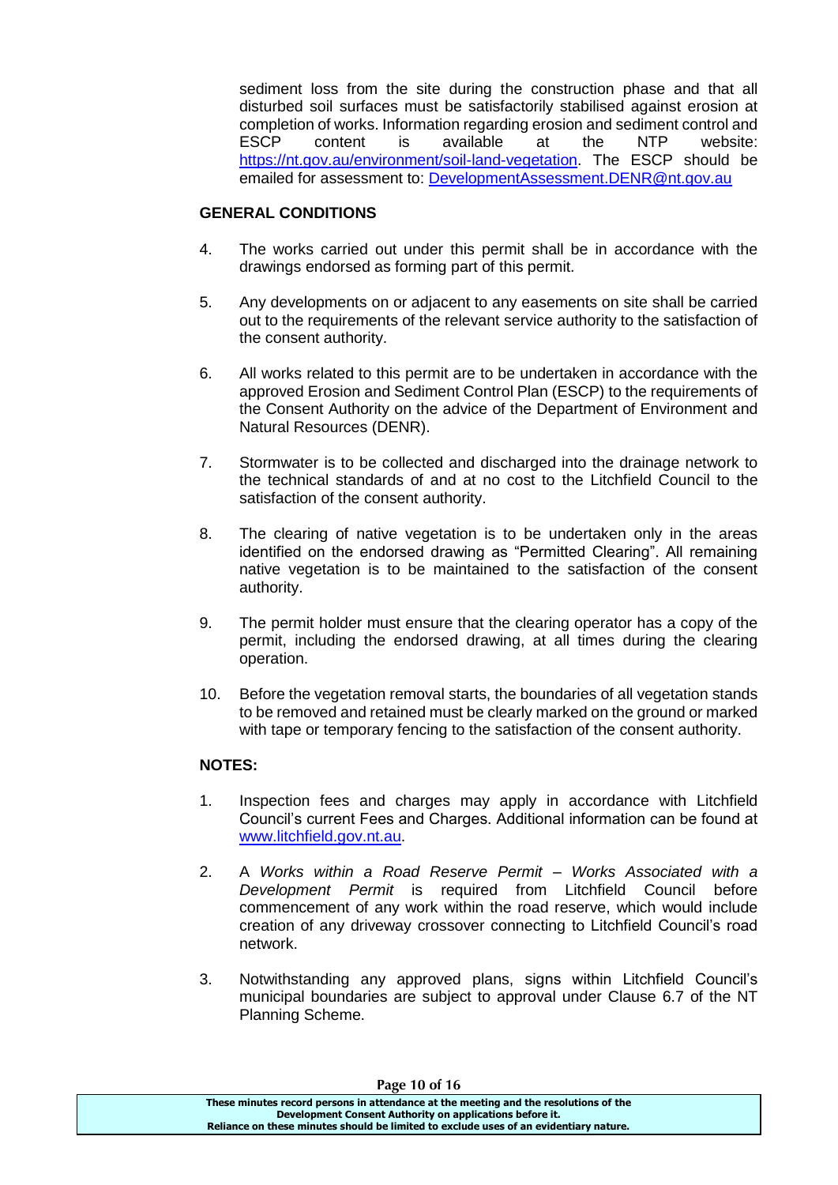sediment loss from the site during the construction phase and that all disturbed soil surfaces must be satisfactorily stabilised against erosion at completion of works. Information regarding erosion and sediment control and ESCP content is available at the NTP website: [https://nt.gov.au/environment/soil-land-vegetation](https://nt.gov.au/environment/soil-land-vegetation). The ESCP should be emailed for assessment to: [DevelopmentAssessment.DENR@nt.gov.au](mailto:DevelopmentAssessment.DENR@nt.gov.au)

**GENERAL CONDITIONS**

4. The works carried out under this permit shall be in accordance with the drawings endorsed as forming part of this permit.

5. Any developments on or adjacent to any easements on site shall be carried out to the requirements of the relevant service authority to the satisfaction of the consent authority.

6. All works related to this permit are to be undertaken in accordance with the approved Erosion and Sediment Control Plan (ESCP) to the requirements of the Consent Authority on the advice of the Department of Environment and Natural Resources (DENR).

7. Stormwater is to be collected and discharged into the drainage network to the technical standards of and at no cost to the Litchfield Council to the satisfaction of the consent authority.

8. The clearing of native vegetation is to be undertaken only in the areas identified on the endorsed drawing as "Permitted Clearing". All remaining native vegetation is to be maintained to the satisfaction of the consent authority.

9. The permit holder must ensure that the clearing operator has a copy of the permit, including the endorsed drawing, at all times during the clearing operation.

10. Before the vegetation removal starts, the boundaries of all vegetation stands to be removed and retained must be clearly marked on the ground or marked with tape or temporary fencing to the satisfaction of the consent authority.

**NOTES:**

1. Inspection fees and charges may apply in accordance with Litchfield Council's current Fees and Charges. Additional information can be found at [www.litchfield.gov.nt.au](http://www.litchfield.gov.nt.au).

2. A *Works within a Road Reserve Permit – Works Associated with a Development Permit* is required from Litchfield Council before commencement of any work within the road reserve, which would include creation of any driveway crossover connecting to Litchfield Council's road network.

3. Notwithstanding any approved plans, signs within Litchfield Council's municipal boundaries are subject to approval under Clause 6.7 of the NT Planning Scheme.

These minutes record persons in attendance at the meeting and the resolutions of the Development Consent Authority on applications before it. Reliance on these minutes should be limited to exclude uses of an evidentiary nature.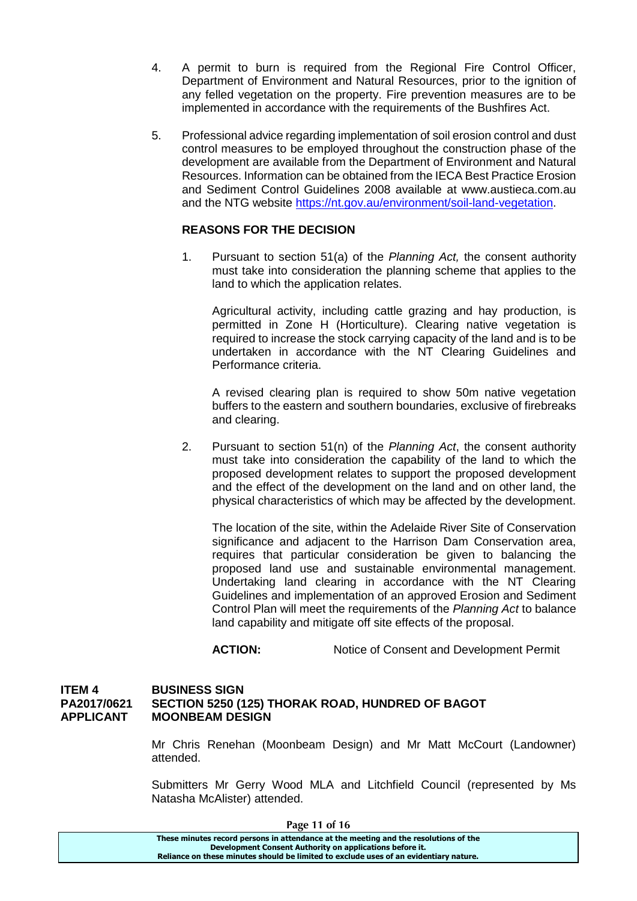4. A permit to burn is required from the Regional Fire Control Officer, Department of Environment and Natural Resources, prior to the ignition of any felled vegetation on the property. Fire prevention measures are to be implemented in accordance with the requirements of the Bushfires Act.

5. Professional advice regarding implementation of soil erosion control and dust control measures to be employed throughout the construction phase of the development are available from the Department of Environment and Natural Resources. Information can be obtained from the IECA Best Practice Erosion and Sediment Control Guidelines 2008 available at www.austieca.com.au and the NTG website https://nt.gov.au/environment/soil-land-vegetation.

**REASONS FOR THE DECISION**

1. Pursuant to section 51(a) of the *Planning Act,* the consent authority must take into consideration the planning scheme that applies to the land to which the application relates.

   Agricultural activity, including cattle grazing and hay production, is permitted in Zone H (Horticulture). Clearing native vegetation is required to increase the stock carrying capacity of the land and is to be undertaken in accordance with the NT Clearing Guidelines and Performance criteria.

   A revised clearing plan is required to show 50m native vegetation buffers to the eastern and southern boundaries, exclusive of firebreaks and clearing.

2. Pursuant to section 51(n) of the *Planning Act*, the consent authority must take into consideration the capability of the land to which the proposed development relates to support the proposed development and the effect of the development on the land and on other land, the physical characteristics of which may be affected by the development.

   The location of the site, within the Adelaide River Site of Conservation significance and adjacent to the Harrison Dam Conservation area, requires that particular consideration be given to balancing the proposed land use and sustainable environmental management. Undertaking land clearing in accordance with the NT Clearing Guidelines and implementation of an approved Erosion and Sediment Control Plan will meet the requirements of the *Planning Act* to balance land capability and mitigate off site effects of the proposal.

**ACTION:** Notice of Consent and Development Permit

**ITEM 4 BUSINESS SIGN**
**PA2017/0621 SECTION 5250 (125) THORAK ROAD, HUNDRED OF BAGOT**
**APPLICANT MOONBEAM DESIGN**

Mr Chris Renehan (Moonbeam Design) and Mr Matt McCourt (Landowner) attended.

Submitters Mr Gerry Wood MLA and Litchfield Council (represented by Ms Natasha McAlister) attended.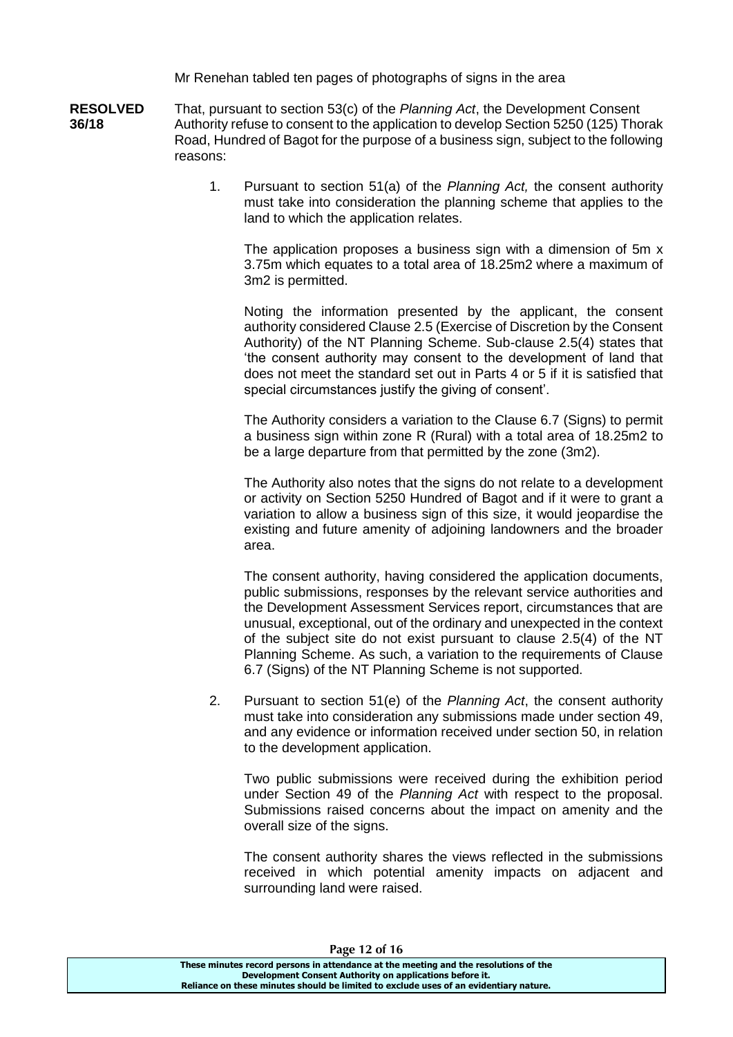Mr Renehan tabled ten pages of photographs of signs in the area

**RESOLVED 36/18**

That, pursuant to section 53(c) of the *Planning Act*, the Development Consent Authority refuse to consent to the application to develop Section 5250 (125) Thorak Road, Hundred of Bagot for the purpose of a business sign, subject to the following reasons:

1. Pursuant to section 51(a) of the *Planning Act,* the consent authority must take into consideration the planning scheme that applies to the land to which the application relates.

   The application proposes a business sign with a dimension of 5m x 3.75m which equates to a total area of 18.25m2 where a maximum of 3m2 is permitted.

   Noting the information presented by the applicant, the consent authority considered Clause 2.5 (Exercise of Discretion by the Consent Authority) of the NT Planning Scheme. Sub-clause 2.5(4) states that 'the consent authority may consent to the development of land that does not meet the standard set out in Parts 4 or 5 if it is satisfied that special circumstances justify the giving of consent'.

   The Authority considers a variation to the Clause 6.7 (Signs) to permit a business sign within zone R (Rural) with a total area of 18.25m2 to be a large departure from that permitted by the zone (3m2).

   The Authority also notes that the signs do not relate to a development or activity on Section 5250 Hundred of Bagot and if it were to grant a variation to allow a business sign of this size, it would jeopardise the existing and future amenity of adjoining landowners and the broader area.

   The consent authority, having considered the application documents, public submissions, responses by the relevant service authorities and the Development Assessment Services report, circumstances that are unusual, exceptional, out of the ordinary and unexpected in the context of the subject site do not exist pursuant to clause 2.5(4) of the NT Planning Scheme. As such, a variation to the requirements of Clause 6.7 (Signs) of the NT Planning Scheme is not supported.

2. Pursuant to section 51(e) of the *Planning Act*, the consent authority must take into consideration any submissions made under section 49, and any evidence or information received under section 50, in relation to the development application.

   Two public submissions were received during the exhibition period under Section 49 of the *Planning Act* with respect to the proposal. Submissions raised concerns about the impact on amenity and the overall size of the signs.

   The consent authority shares the views reflected in the submissions received in which potential amenity impacts on adjacent and surrounding land were raised.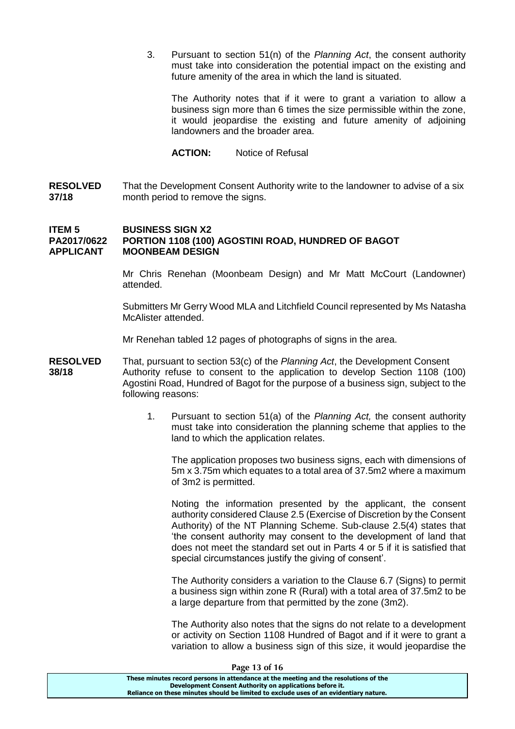3. Pursuant to section 51(n) of the *Planning Act*, the consent authority must take into consideration the potential impact on the existing and future amenity of the area in which the land is situated.

   The Authority notes that if it were to grant a variation to allow a business sign more than 6 times the size permissible within the zone, it would jeopardise the existing and future amenity of adjoining landowners and the broader area.

   **ACTION:** Notice of Refusal

**RESOLVED 37/18** That the Development Consent Authority write to the landowner to advise of a six month period to remove the signs.

**ITEM 5 BUSINESS SIGN X2**
**PA2017/0622 PORTION 1108 (100) AGOSTINI ROAD, HUNDRED OF BAGOT**
**APPLICANT MOONBEAM DESIGN**

Mr Chris Renehan (Moonbeam Design) and Mr Matt McCourt (Landowner) attended.

Submitters Mr Gerry Wood MLA and Litchfield Council represented by Ms Natasha McAlister attended.

Mr Renehan tabled 12 pages of photographs of signs in the area.

**RESOLVED 38/18** That, pursuant to section 53(c) of the *Planning Act*, the Development Consent Authority refuse to consent to the application to develop Section 1108 (100) Agostini Road, Hundred of Bagot for the purpose of a business sign, subject to the following reasons:

1. Pursuant to section 51(a) of the *Planning Act,* the consent authority must take into consideration the planning scheme that applies to the land to which the application relates.

   The application proposes two business signs, each with dimensions of 5m x 3.75m which equates to a total area of 37.5m2 where a maximum of 3m2 is permitted.

   Noting the information presented by the applicant, the consent authority considered Clause 2.5 (Exercise of Discretion by the Consent Authority) of the NT Planning Scheme. Sub-clause 2.5(4) states that 'the consent authority may consent to the development of land that does not meet the standard set out in Parts 4 or 5 if it is satisfied that special circumstances justify the giving of consent'.

   The Authority considers a variation to the Clause 6.7 (Signs) to permit a business sign within zone R (Rural) with a total area of 37.5m2 to be a large departure from that permitted by the zone (3m2).

   The Authority also notes that the signs do not relate to a development or activity on Section 1108 Hundred of Bagot and if it were to grant a variation to allow a business sign of this size, it would jeopardise the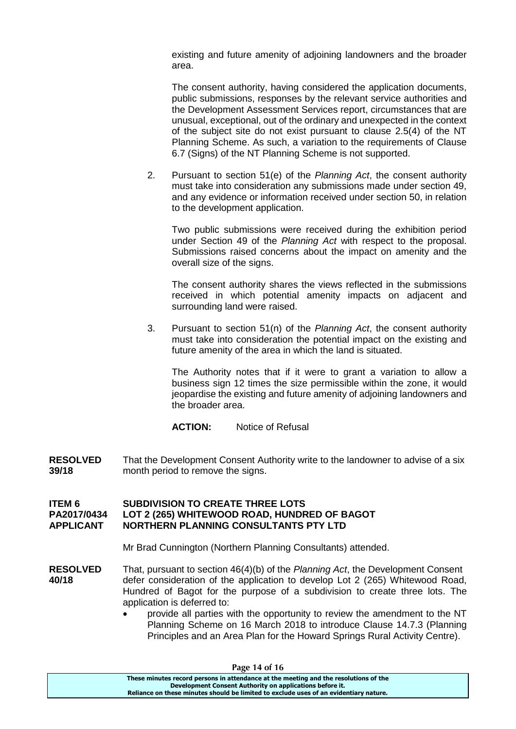existing and future amenity of adjoining landowners and the broader area.

The consent authority, having considered the application documents, public submissions, responses by the relevant service authorities and the Development Assessment Services report, circumstances that are unusual, exceptional, out of the ordinary and unexpected in the context of the subject site do not exist pursuant to clause 2.5(4) of the NT Planning Scheme. As such, a variation to the requirements of Clause 6.7 (Signs) of the NT Planning Scheme is not supported.

2. Pursuant to section 51(e) of the *Planning Act*, the consent authority must take into consideration any submissions made under section 49, and any evidence or information received under section 50, in relation to the development application.

   Two public submissions were received during the exhibition period under Section 49 of the *Planning Act* with respect to the proposal. Submissions raised concerns about the impact on amenity and the overall size of the signs.

   The consent authority shares the views reflected in the submissions received in which potential amenity impacts on adjacent and surrounding land were raised.

3. Pursuant to section 51(n) of the *Planning Act*, the consent authority must take into consideration the potential impact on the existing and future amenity of the area in which the land is situated.

   The Authority notes that if it were to grant a variation to allow a business sign 12 times the size permissible within the zone, it would jeopardise the existing and future amenity of adjoining landowners and the broader area.

   **ACTION:** Notice of Refusal

**RESOLVED 39/18** That the Development Consent Authority write to the landowner to advise of a six month period to remove the signs.

**ITEM 6 SUBDIVISION TO CREATE THREE LOTS**
**PA2017/0434 LOT 2 (265) WHITEWOOD ROAD, HUNDRED OF BAGOT**
**APPLICANT NORTHERN PLANNING CONSULTANTS PTY LTD**

Mr Brad Cunnington (Northern Planning Consultants) attended.

**RESOLVED 40/18** That, pursuant to section 46(4)(b) of the *Planning Act*, the Development Consent defer consideration of the application to develop Lot 2 (265) Whitewood Road, Hundred of Bagot for the purpose of a subdivision to create three lots. The application is deferred to:

- provide all parties with the opportunity to review the amendment to the NT Planning Scheme on 16 March 2018 to introduce Clause 14.7.3 (Planning Principles and an Area Plan for the Howard Springs Rural Activity Centre).

These minutes record persons in attendance at the meeting and the resolutions of the Development Consent Authority on applications before it.
Reliance on these minutes should be limited to exclude uses of an evidentiary nature.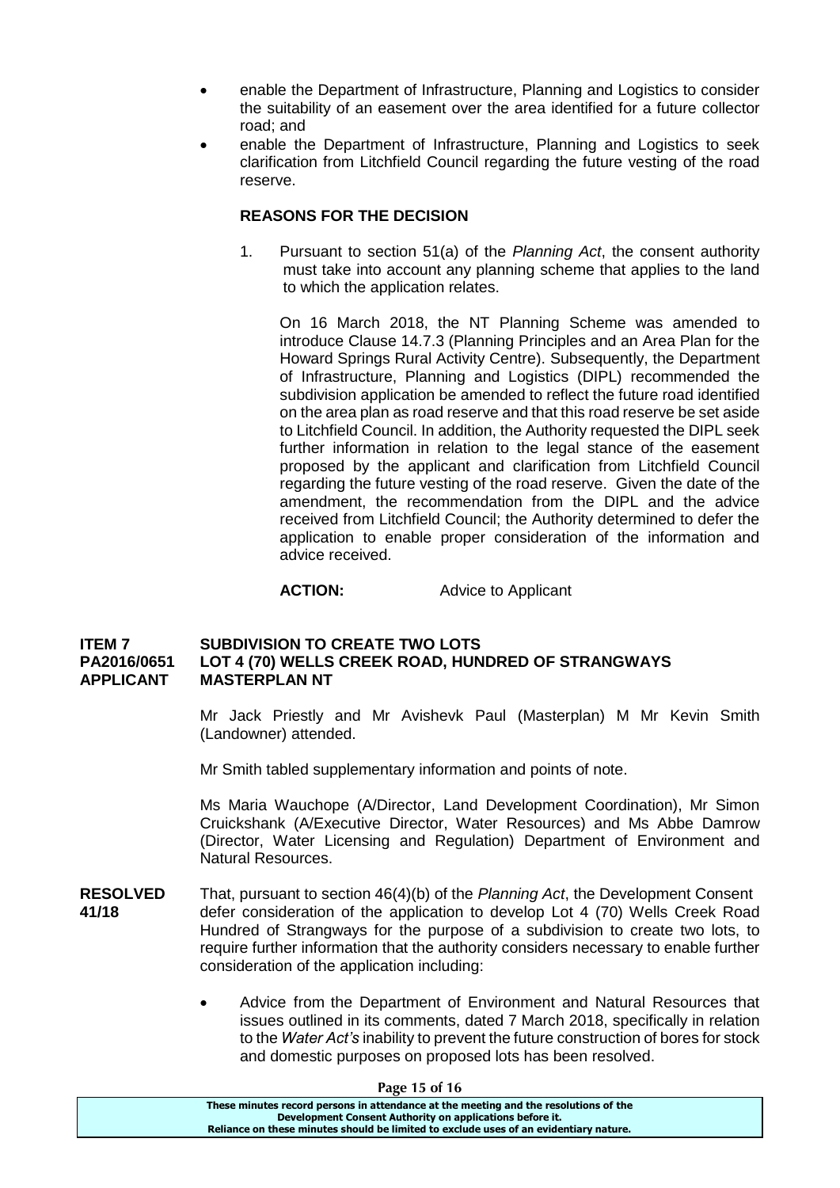- enable the Department of Infrastructure, Planning and Logistics to consider the suitability of an easement over the area identified for a future collector road; and
- enable the Department of Infrastructure, Planning and Logistics to seek clarification from Litchfield Council regarding the future vesting of the road reserve.

**REASONS FOR THE DECISION**

1. Pursuant to section 51(a) of the *Planning Act*, the consent authority must take into account any planning scheme that applies to the land to which the application relates.

   On 16 March 2018, the NT Planning Scheme was amended to introduce Clause 14.7.3 (Planning Principles and an Area Plan for the Howard Springs Rural Activity Centre). Subsequently, the Department of Infrastructure, Planning and Logistics (DIPL) recommended the subdivision application be amended to reflect the future road identified on the area plan as road reserve and that this road reserve be set aside to Litchfield Council. In addition, the Authority requested the DIPL seek further information in relation to the legal stance of the easement proposed by the applicant and clarification from Litchfield Council regarding the future vesting of the road reserve. Given the date of the amendment, the recommendation from the DIPL and the advice received from Litchfield Council; the Authority determined to defer the application to enable proper consideration of the information and advice received.

   **ACTION:** Advice to Applicant

**ITEM 7 SUBDIVISION TO CREATE TWO LOTS**
**PA2016/0651 LOT 4 (70) WELLS CREEK ROAD, HUNDRED OF STRANGWAYS**
**APPLICANT MASTERPLAN NT**

Mr Jack Priestly and Mr Avishevk Paul (Masterplan) M Mr Kevin Smith (Landowner) attended.

Mr Smith tabled supplementary information and points of note.

Ms Maria Wauchope (A/Director, Land Development Coordination), Mr Simon Cruickshank (A/Executive Director, Water Resources) and Ms Abbe Damrow (Director, Water Licensing and Regulation) Department of Environment and Natural Resources.

**RESOLVED 41/18** That, pursuant to section 46(4)(b) of the *Planning Act*, the Development Consent defer consideration of the application to develop Lot 4 (70) Wells Creek Road Hundred of Strangways for the purpose of a subdivision to create two lots, to require further information that the authority considers necessary to enable further consideration of the application including:

- Advice from the Department of Environment and Natural Resources that issues outlined in its comments, dated 7 March 2018, specifically in relation to the *Water Act's* inability to prevent the future construction of bores for stock and domestic purposes on proposed lots has been resolved.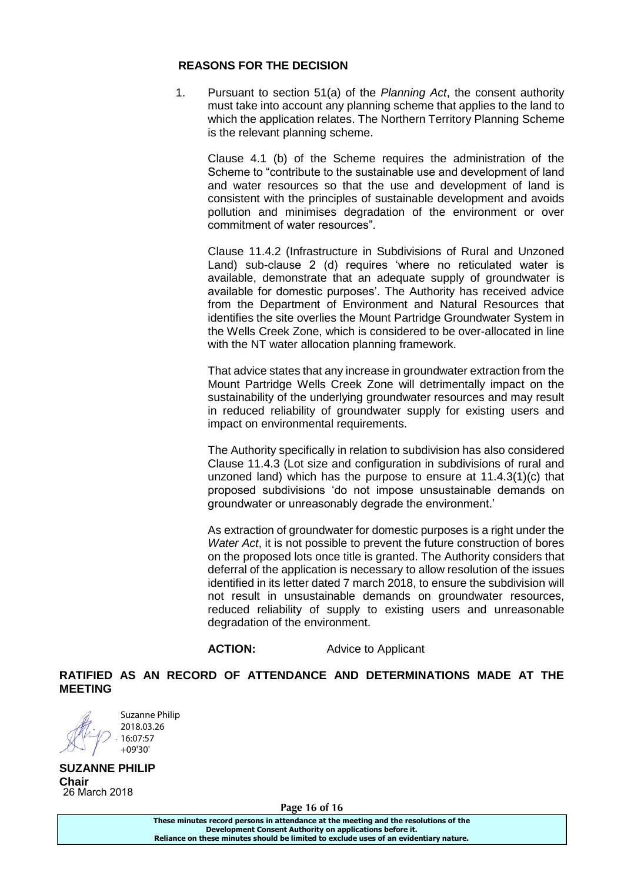**REASONS FOR THE DECISION**

1. Pursuant to section 51(a) of the *Planning Act*, the consent authority must take into account any planning scheme that applies to the land to which the application relates. The Northern Territory Planning Scheme is the relevant planning scheme.

   Clause 4.1 (b) of the Scheme requires the administration of the Scheme to "contribute to the sustainable use and development of land and water resources so that the use and development of land is consistent with the principles of sustainable development and avoids pollution and minimises degradation of the environment or over commitment of water resources".

   Clause 11.4.2 (Infrastructure in Subdivisions of Rural and Unzoned Land) sub-clause 2 (d) requires 'where no reticulated water is available, demonstrate that an adequate supply of groundwater is available for domestic purposes'. The Authority has received advice from the Department of Environment and Natural Resources that identifies the site overlies the Mount Partridge Groundwater System in the Wells Creek Zone, which is considered to be over-allocated in line with the NT water allocation planning framework.

   That advice states that any increase in groundwater extraction from the Mount Partridge Wells Creek Zone will detrimentally impact on the sustainability of the underlying groundwater resources and may result in reduced reliability of groundwater supply for existing users and impact on environmental requirements.

   The Authority specifically in relation to subdivision has also considered Clause 11.4.3 (Lot size and configuration in subdivisions of rural and unzoned land) which has the purpose to ensure at 11.4.3(1)(c) that proposed subdivisions 'do not impose unsustainable demands on groundwater or unreasonably degrade the environment.'

   As extraction of groundwater for domestic purposes is a right under the *Water Act*, it is not possible to prevent the future construction of bores on the proposed lots once title is granted. The Authority considers that deferral of the application is necessary to allow resolution of the issues identified in its letter dated 7 march 2018, to ensure the subdivision will not result in unsustainable demands on groundwater resources, reduced reliability of supply to existing users and unreasonable degradation of the environment.

   **ACTION:** Advice to Applicant

**RATIFIED AS AN RECORD OF ATTENDANCE AND DETERMINATIONS MADE AT THE MEETING**

Suzanne Philip
2018.03.26
16:07:57
+09'30'

**SUZANNE PHILIP**
**Chair**
26 March 2018

**These minutes record persons in attendance at the meeting and the resolutions of the Development Consent Authority on applications before it. Reliance on these minutes should be limited to exclude uses of an evidentiary nature.**